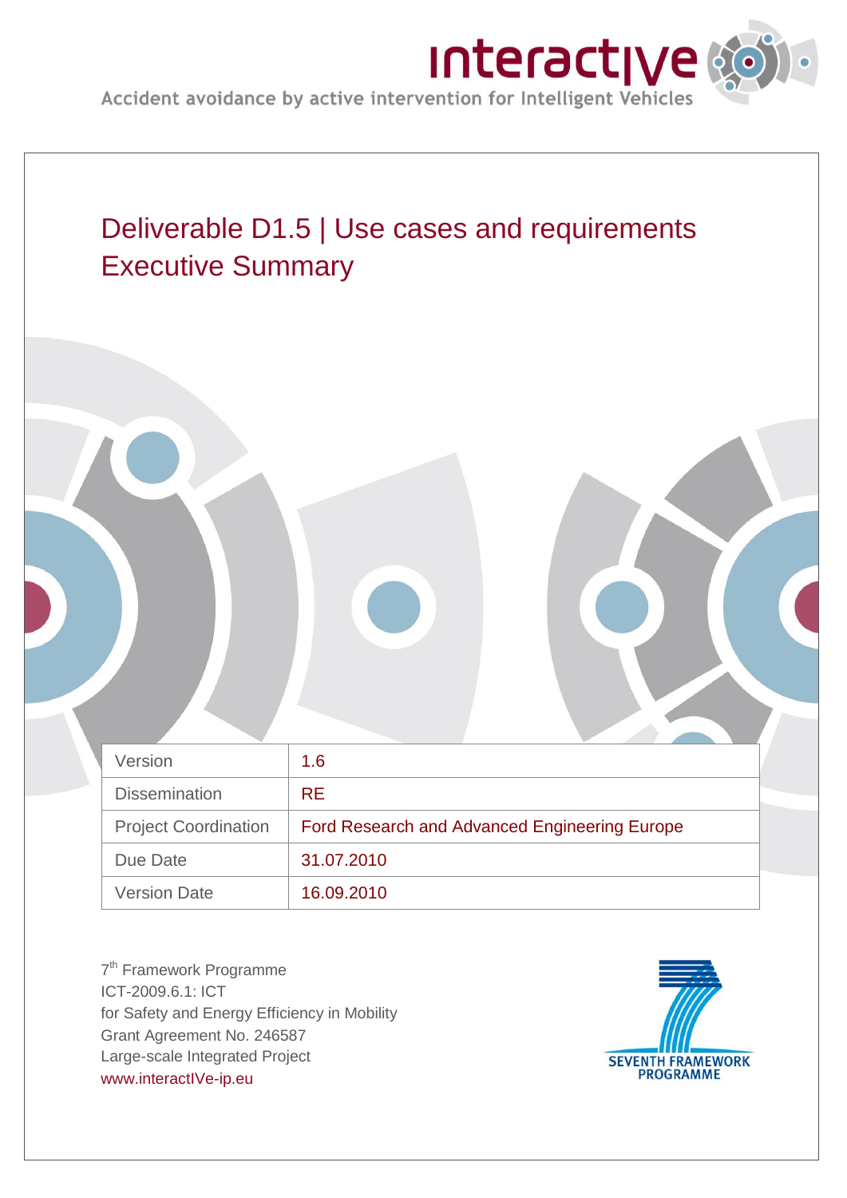interactIVe

Accident avoidance by active intervention for Intelligent Vehicles

# Deliverable D1.5 | Use cases and requirements Executive Summary

| Version | 1.6 |
|---|---|
| Dissemination | RE |
| Project Coordination | Ford Research and Advanced Engineering Europe |
| Due Date | 31.07.2010 |
| Version Date | 16.09.2010 |

7[th] Framework Programme
ICT-2009.6.1: ICT
for Safety and Energy Efficiency in Mobility
Grant Agreement No. 246587
Large-scale Integrated Project
www.interactIVe-ip.eu

SEVENTH FRAMEWORK PROGRAMME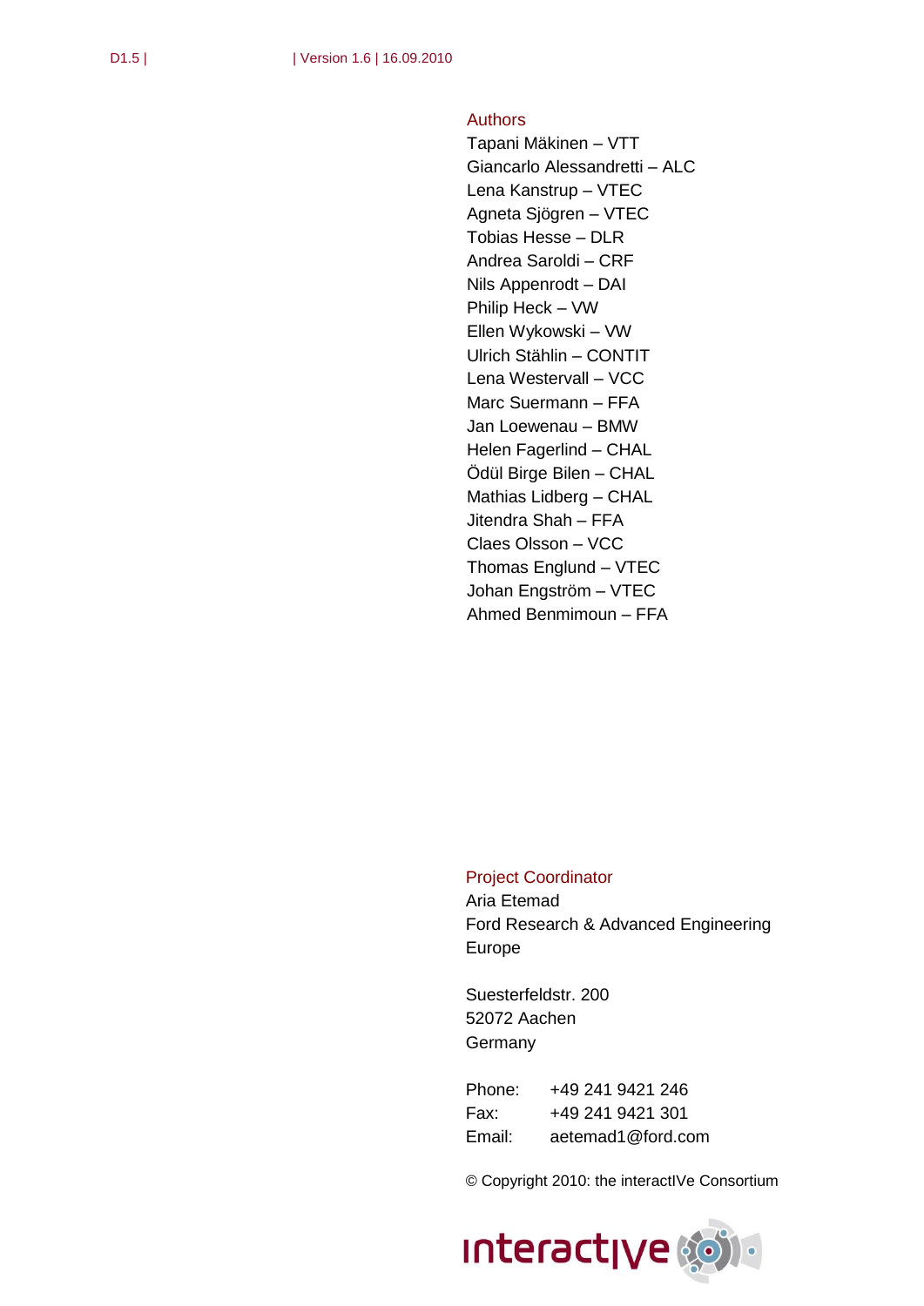## Authors

Tapani Mäkinen – VTT
Giancarlo Alessandretti – ALC
Lena Kanstrup – VTEC
Agneta Sjögren – VTEC
Tobias Hesse – DLR
Andrea Saroldi – CRF
Nils Appenrodt – DAI
Philip Heck – VW
Ellen Wykowski – VW
Ulrich Stählin – CONTIT
Lena Westervall – VCC
Marc Suermann – FFA
Jan Loewenau – BMW
Helen Fagerlind – CHAL
Ödül Birge Bilen – CHAL
Mathias Lidberg – CHAL
Jitendra Shah – FFA
Claes Olsson – VCC
Thomas Englund – VTEC
Johan Engström – VTEC
Ahmed Benmimoun – FFA

## Project Coordinator

Aria Etemad
Ford Research & Advanced Engineering Europe

Suesterfeldstr. 200
52072 Aachen
Germany

Phone: +49 241 9421 246
Fax: +49 241 9421 301
Email: aetemad1@ford.com

© Copyright 2010: the interactIVe Consortium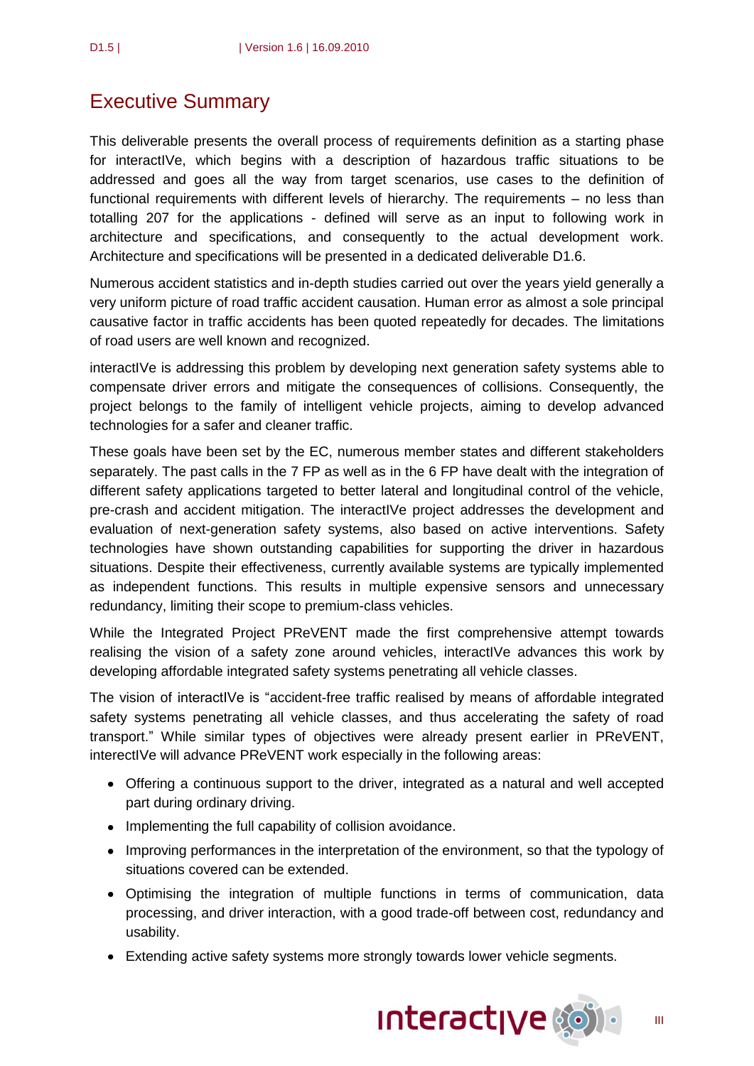# Executive Summary

This deliverable presents the overall process of requirements definition as a starting phase for interactIVe, which begins with a description of hazardous traffic situations to be addressed and goes all the way from target scenarios, use cases to the definition of functional requirements with different levels of hierarchy. The requirements – no less than totalling 207 for the applications - defined will serve as an input to following work in architecture and specifications, and consequently to the actual development work. Architecture and specifications will be presented in a dedicated deliverable D1.6.

Numerous accident statistics and in-depth studies carried out over the years yield generally a very uniform picture of road traffic accident causation. Human error as almost a sole principal causative factor in traffic accidents has been quoted repeatedly for decades. The limitations of road users are well known and recognized.

interactIVe is addressing this problem by developing next generation safety systems able to compensate driver errors and mitigate the consequences of collisions. Consequently, the project belongs to the family of intelligent vehicle projects, aiming to develop advanced technologies for a safer and cleaner traffic.

These goals have been set by the EC, numerous member states and different stakeholders separately. The past calls in the 7 FP as well as in the 6 FP have dealt with the integration of different safety applications targeted to better lateral and longitudinal control of the vehicle, pre-crash and accident mitigation. The interactIVe project addresses the development and evaluation of next-generation safety systems, also based on active interventions. Safety technologies have shown outstanding capabilities for supporting the driver in hazardous situations. Despite their effectiveness, currently available systems are typically implemented as independent functions. This results in multiple expensive sensors and unnecessary redundancy, limiting their scope to premium-class vehicles.

While the Integrated Project PReVENT made the first comprehensive attempt towards realising the vision of a safety zone around vehicles, interactIVe advances this work by developing affordable integrated safety systems penetrating all vehicle classes.

The vision of interactIVe is "accident-free traffic realised by means of affordable integrated safety systems penetrating all vehicle classes, and thus accelerating the safety of road transport." While similar types of objectives were already present earlier in PReVENT, interectIVe will advance PReVENT work especially in the following areas:

- Offering a continuous support to the driver, integrated as a natural and well accepted part during ordinary driving.
- Implementing the full capability of collision avoidance.
- Improving performances in the interpretation of the environment, so that the typology of situations covered can be extended.
- Optimising the integration of multiple functions in terms of communication, data processing, and driver interaction, with a good trade-off between cost, redundancy and usability.
- Extending active safety systems more strongly towards lower vehicle segments.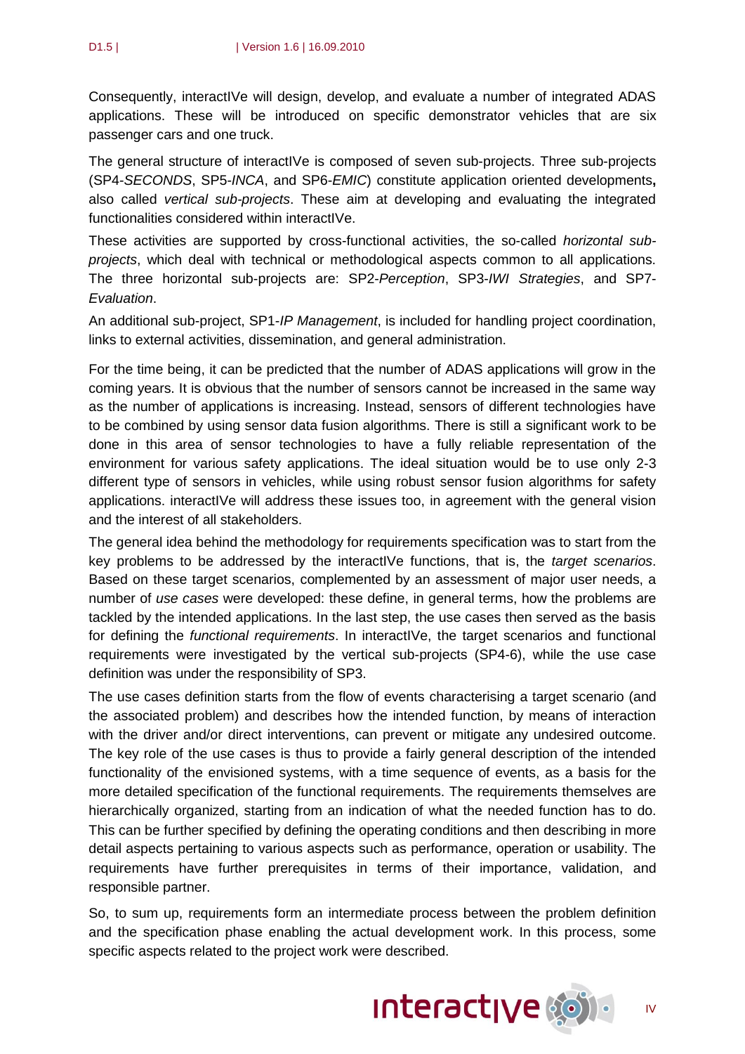Consequently, interactIVe will design, develop, and evaluate a number of integrated ADAS applications. These will be introduced on specific demonstrator vehicles that are six passenger cars and one truck.

The general structure of interactIVe is composed of seven sub-projects. Three sub-projects (SP4-*SECONDS*, SP5-*INCA*, and SP6-*EMIC*) constitute application oriented developments**,** also called *vertical sub-projects*. These aim at developing and evaluating the integrated functionalities considered within interactIVe.

These activities are supported by cross-functional activities, the so-called *horizontal sub-projects*, which deal with technical or methodological aspects common to all applications. The three horizontal sub-projects are: SP2-*Perception*, SP3-*IWI Strategies*, and SP7-*Evaluation*.

An additional sub-project, SP1-*IP Management*, is included for handling project coordination, links to external activities, dissemination, and general administration.

For the time being, it can be predicted that the number of ADAS applications will grow in the coming years. It is obvious that the number of sensors cannot be increased in the same way as the number of applications is increasing. Instead, sensors of different technologies have to be combined by using sensor data fusion algorithms. There is still a significant work to be done in this area of sensor technologies to have a fully reliable representation of the environment for various safety applications. The ideal situation would be to use only 2-3 different type of sensors in vehicles, while using robust sensor fusion algorithms for safety applications. interactIVe will address these issues too, in agreement with the general vision and the interest of all stakeholders.

The general idea behind the methodology for requirements specification was to start from the key problems to be addressed by the interactIVe functions, that is, the *target scenarios*. Based on these target scenarios, complemented by an assessment of major user needs, a number of *use cases* were developed: these define, in general terms, how the problems are tackled by the intended applications. In the last step, the use cases then served as the basis for defining the *functional requirements*. In interactIVe, the target scenarios and functional requirements were investigated by the vertical sub-projects (SP4-6), while the use case definition was under the responsibility of SP3.

The use cases definition starts from the flow of events characterising a target scenario (and the associated problem) and describes how the intended function, by means of interaction with the driver and/or direct interventions, can prevent or mitigate any undesired outcome. The key role of the use cases is thus to provide a fairly general description of the intended functionality of the envisioned systems, with a time sequence of events, as a basis for the more detailed specification of the functional requirements. The requirements themselves are hierarchically organized, starting from an indication of what the needed function has to do. This can be further specified by defining the operating conditions and then describing in more detail aspects pertaining to various aspects such as performance, operation or usability. The requirements have further prerequisites in terms of their importance, validation, and responsible partner.

So, to sum up, requirements form an intermediate process between the problem definition and the specification phase enabling the actual development work. In this process, some specific aspects related to the project work were described.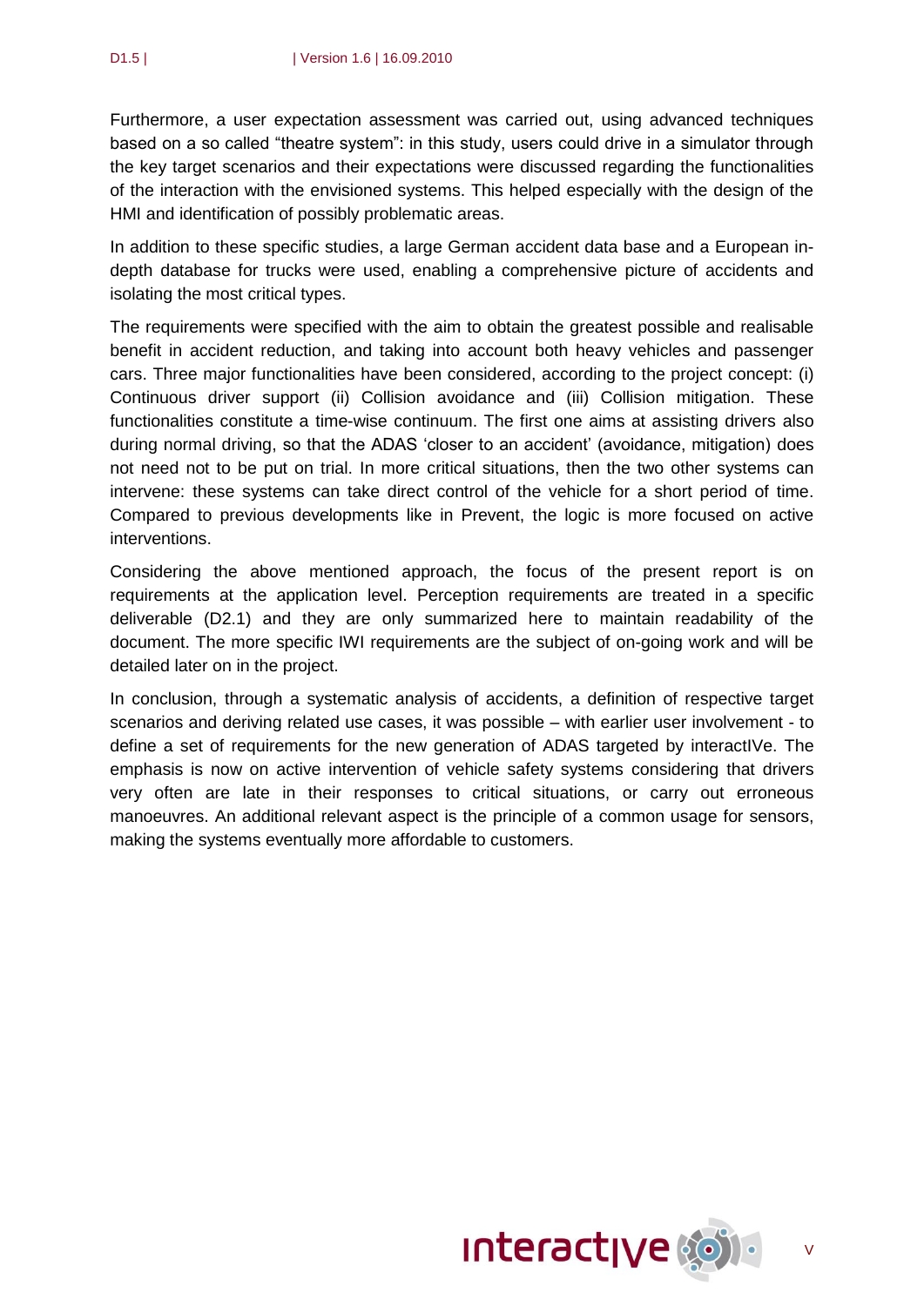Furthermore, a user expectation assessment was carried out, using advanced techniques based on a so called "theatre system": in this study, users could drive in a simulator through the key target scenarios and their expectations were discussed regarding the functionalities of the interaction with the envisioned systems. This helped especially with the design of the HMI and identification of possibly problematic areas.

In addition to these specific studies, a large German accident data base and a European in-depth database for trucks were used, enabling a comprehensive picture of accidents and isolating the most critical types.

The requirements were specified with the aim to obtain the greatest possible and realisable benefit in accident reduction, and taking into account both heavy vehicles and passenger cars. Three major functionalities have been considered, according to the project concept: (i) Continuous driver support (ii) Collision avoidance and (iii) Collision mitigation. These functionalities constitute a time-wise continuum. The first one aims at assisting drivers also during normal driving, so that the ADAS 'closer to an accident' (avoidance, mitigation) does not need not to be put on trial. In more critical situations, then the two other systems can intervene: these systems can take direct control of the vehicle for a short period of time. Compared to previous developments like in Prevent, the logic is more focused on active interventions.

Considering the above mentioned approach, the focus of the present report is on requirements at the application level. Perception requirements are treated in a specific deliverable (D2.1) and they are only summarized here to maintain readability of the document. The more specific IWI requirements are the subject of on-going work and will be detailed later on in the project.

In conclusion, through a systematic analysis of accidents, a definition of respective target scenarios and deriving related use cases, it was possible – with earlier user involvement - to define a set of requirements for the new generation of ADAS targeted by interactIVe. The emphasis is now on active intervention of vehicle safety systems considering that drivers very often are late in their responses to critical situations, or carry out erroneous manoeuvres. An additional relevant aspect is the principle of a common usage for sensors, making the systems eventually more affordable to customers.